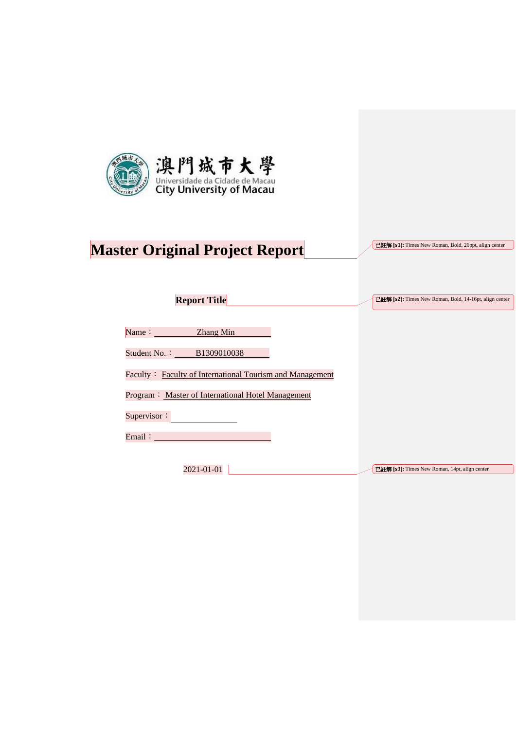澳門城市大學
Universidade da Cidade de Macau
City University of Macau

# Master Original Project Report

**Report Title**

Name： Zhang Min

Student No.： B1309010038

Faculty： Faculty of International Tourism and Management

Program： Master of International Hotel Management

Supervisor：

Email：

2021-01-01

已註解 [s1]: Times New Roman, Bold, 26ppt, align center

已註解 [s2]: Times New Roman, Bold, 14-16pt, align center

已註解 [s3]: Times New Roman, 14pt, align center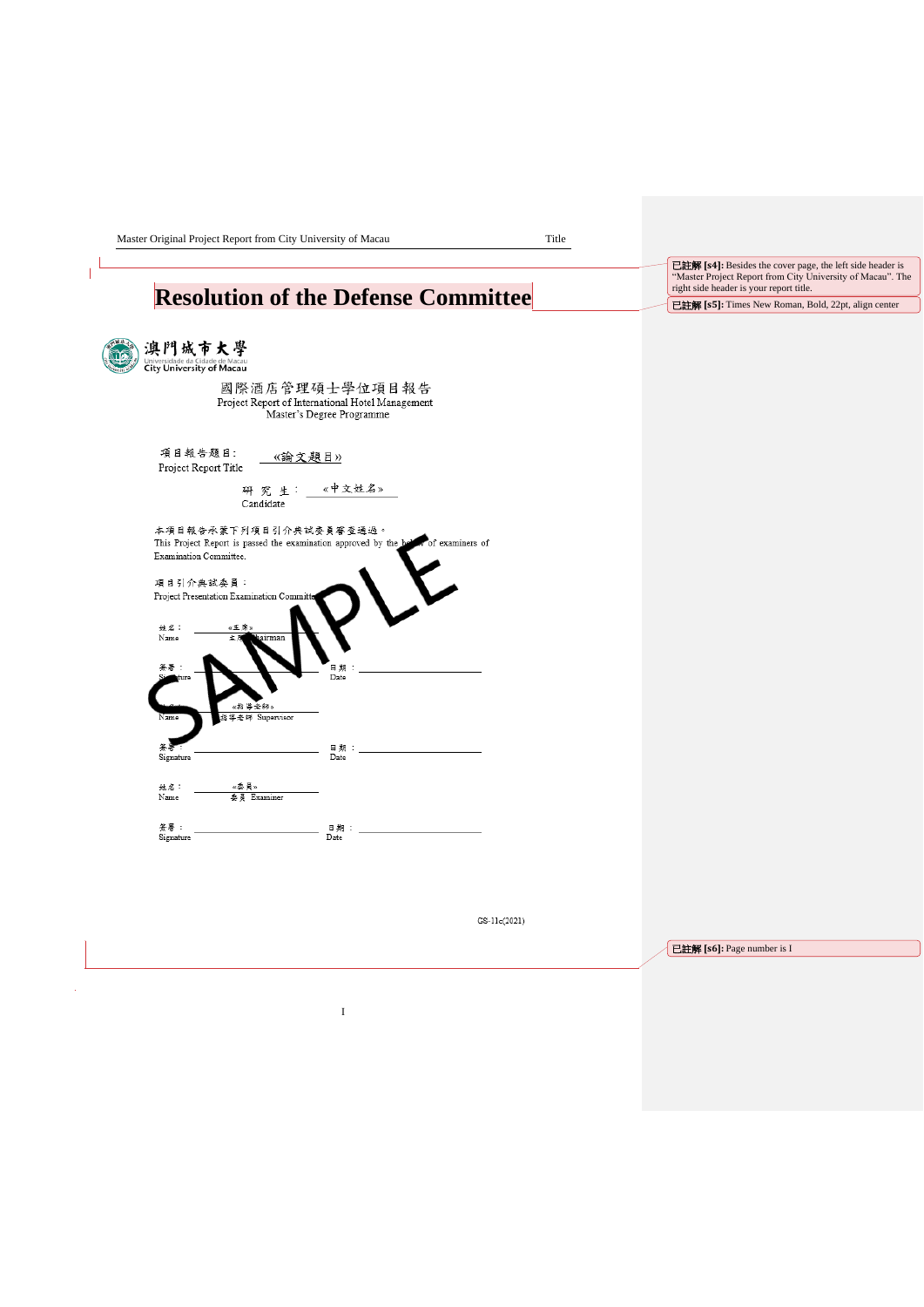# Resolution of the Defense Committee

澳門城市大學
Universidade da Cidade de Macau
City University of Macau

國際酒店管理碩士學位項目報告
Project Report of International Hotel Management
Master's Degree Programme

項目報告題目： «論文題目»
Project Report Title

研 究 生： «中文姓名»
Candidate

本項目報告承蒙下列項目引介與試委員審查通過。
This Project Report is passed the examination approved by the board of examiners of Examination Committee.

項目引介與試委員：
Project Presentation Examination Committee

姓名： «主席»
Name 主席 Chairman

簽署：
Signature

日期：
Date

姓名： «指導老師»
Name 指導老師 Supervisor

簽署：
Signature

日期：
Date

姓名： «委員»
Name 委員 Examiner

簽署：
Signature

日期：
Date

SAMPLE

GS-11c(2021)

已註解 [s4]: Besides the cover page, the left side header is "Master Project Report from City University of Macau". The right side header is your report title.

已註解 [s5]: Times New Roman, Bold, 22pt, align center

已註解 [s6]: Page number is I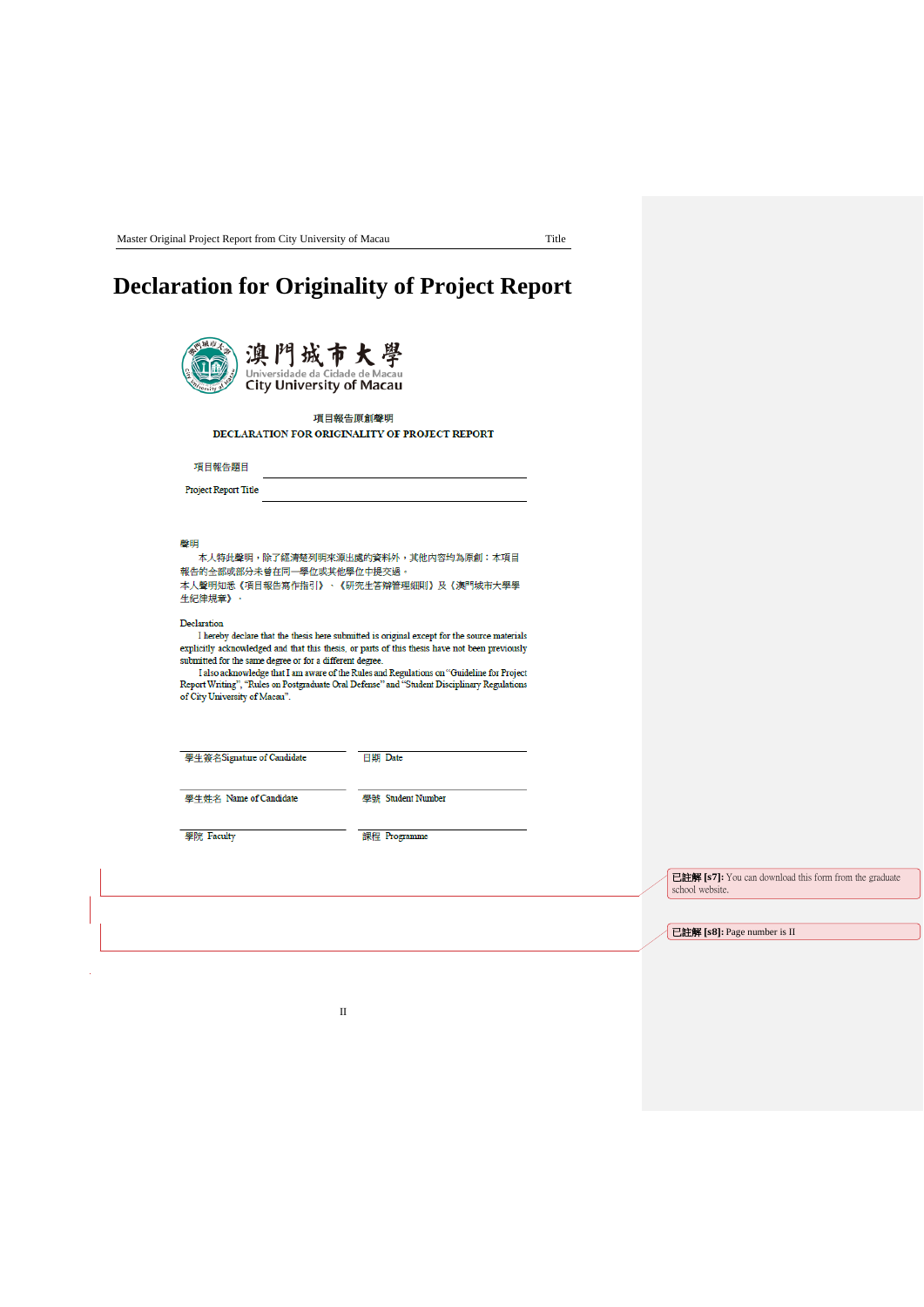# Declaration for Originality of Project Report

澳門城市大學
Universidade da Cidade de Macau
City University of Macau

項目報告原創聲明
DECLARATION FOR ORIGINALITY OF PROJECT REPORT

項目報告題目

Project Report Title

聲明

本人特此聲明，除了經清楚列明來源出處的資料外，其他內容均為原創：本項目報告的全部或部分未曾在同一學位或其他學位中提交過。

本人聲明知悉《項目報告寫作指引》、《研究生答辯管理細則》及《澳門城市大學學生紀律規章》。

Declaration

I hereby declare that the thesis here submitted is original except for the source materials explicitly acknowledged and that this thesis, or parts of this thesis have not been previously submitted for the same degree or for a different degree.

I also acknowledge that I am aware of the Rules and Regulations on "Guideline for Project Report Writing", "Rules on Postgraduate Oral Defense" and "Student Disciplinary Regulations of City University of Macau".

| | |
|---|---|
| 學生簽名Signature of Candidate | 日期 Date |
| 學生姓名 Name of Candidate | 學號 Student Number |
| 學院 Faculty | 課程 Programme |

已註解 [s7]: You can download this form from the graduate school website.

已註解 [s8]: Page number is II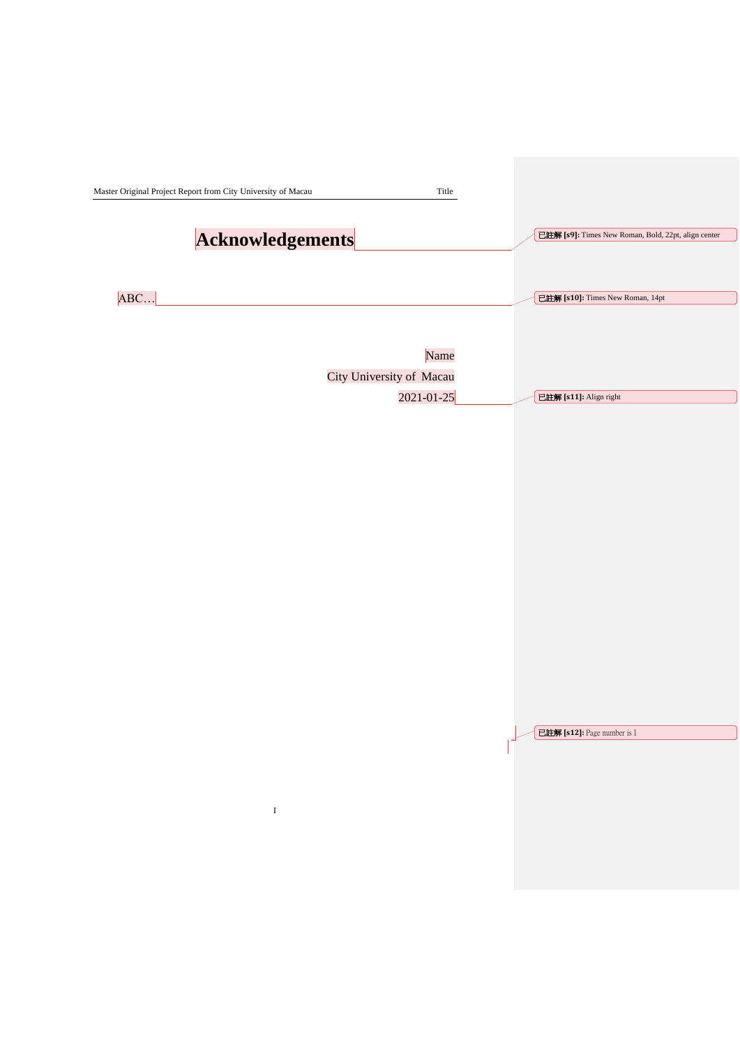# Acknowledgements

ABC…

Name

City University of Macau

2021-01-25

已註解 [s9]: Times New Roman, Bold, 22pt, align center

已註解 [s10]: Times New Roman, 14pt

已註解 [s11]: Align right

已註解 [s12]: Page number is I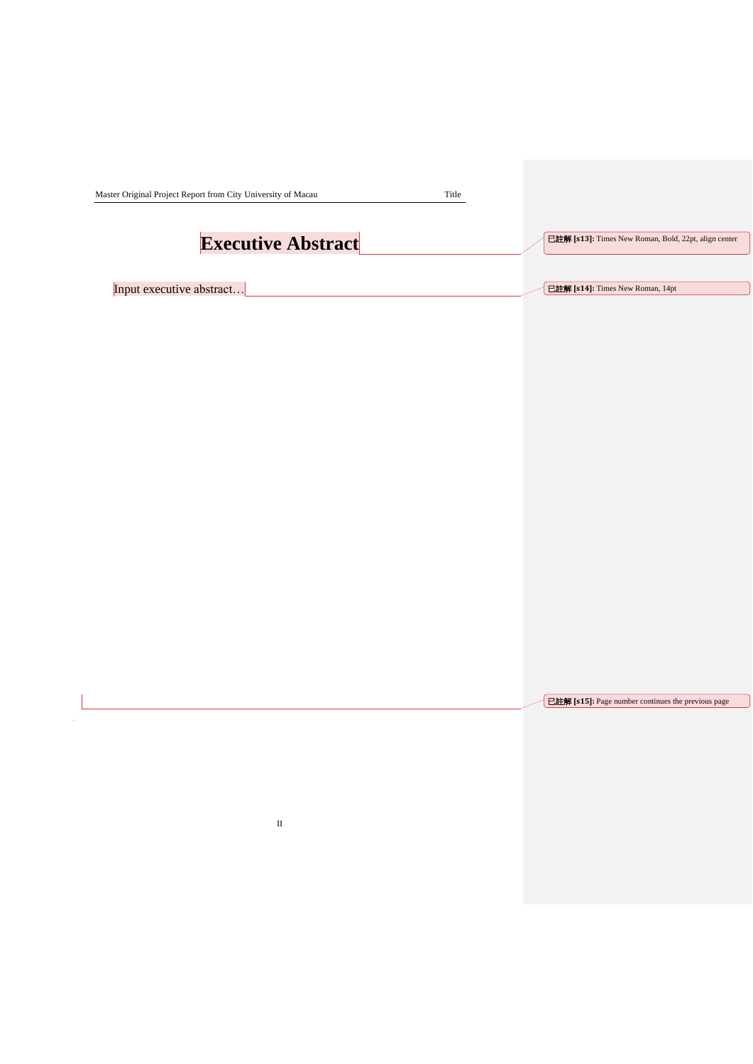# Executive Abstract

Input executive abstract…

已註解 [s13]: Times New Roman, Bold, 22pt, align center

已註解 [s14]: Times New Roman, 14pt

已註解 [s15]: Page number continues the previous page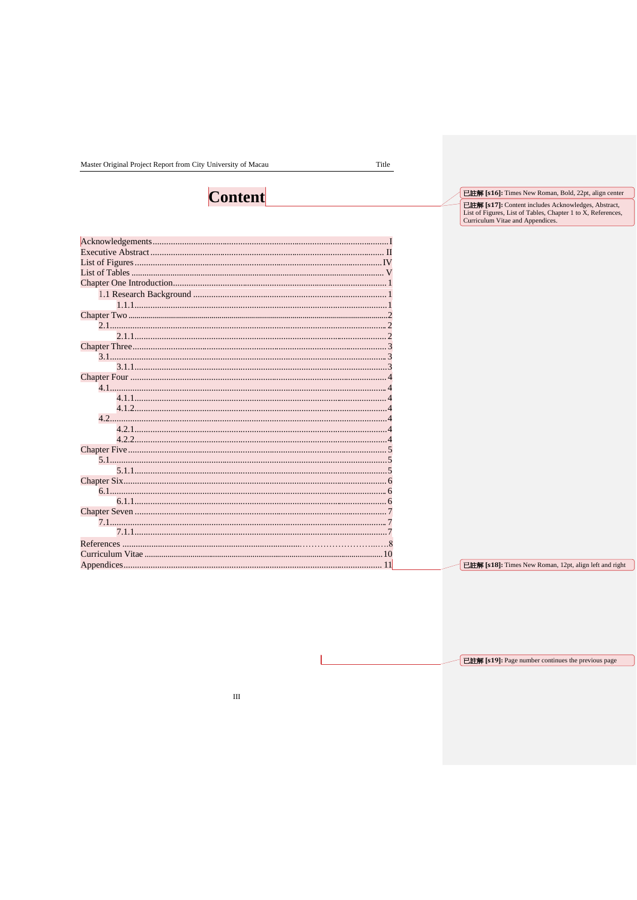# Content

Acknowledgements.......................................................................................I
Executive Abstract.......................................................................................II
List of Figures.............................................................................................IV
List of Tables...............................................................................................V
Chapter One Introduction..............................................................................1
  1.1 Research Background..............................................................................1
    1.1.1..................................................................................................1
Chapter Two...................................................................................................2
  2.1............................................................................................................2
    2.1.1..................................................................................................2
Chapter Three.................................................................................................3
  3.1............................................................................................................3
    3.1.1..................................................................................................3
Chapter Four...................................................................................................4
  4.1............................................................................................................4
    4.1.1..................................................................................................4
    4.1.2..................................................................................................4
  4.2............................................................................................................4
    4.2.1..................................................................................................4
    4.2.2..................................................................................................4
Chapter Five...................................................................................................5
  5.1............................................................................................................5
    5.1.1..................................................................................................5
Chapter Six.....................................................................................................6
  6.1............................................................................................................6
    6.1.1..................................................................................................6
Chapter Seven.................................................................................................7
  7.1............................................................................................................7
    7.1.1..................................................................................................7
References......................................................................................................8
Curriculum Vitae.............................................................................................10
Appendices.....................................................................................................11

已註解 [s16]: Times New Roman, Bold, 22pt, align center

已註解 [s17]: Content includes Acknowledges, Abstract, List of Figures, List of Tables, Chapter 1 to X, References, Curriculum Vitae and Appendices.

已註解 [s18]: Times New Roman, 12pt, align left and right

已註解 [s19]: Page number continues the previous page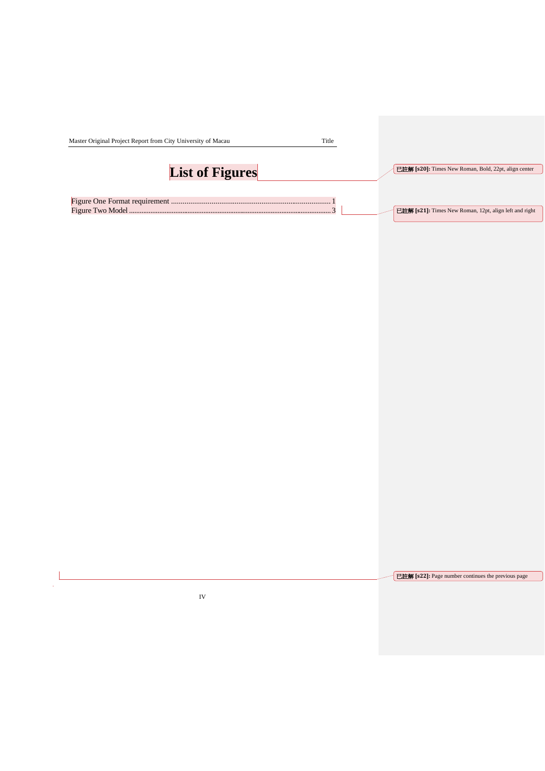# List of Figures

Figure One Format requirement ....................................................................................1
Figure Two Model ...............................................................................................................3

已註解 [s20]: Times New Roman, Bold, 22pt, align center

已註解 [s21]: Times New Roman, 12pt, align left and right

已註解 [s22]: Page number continues the previous page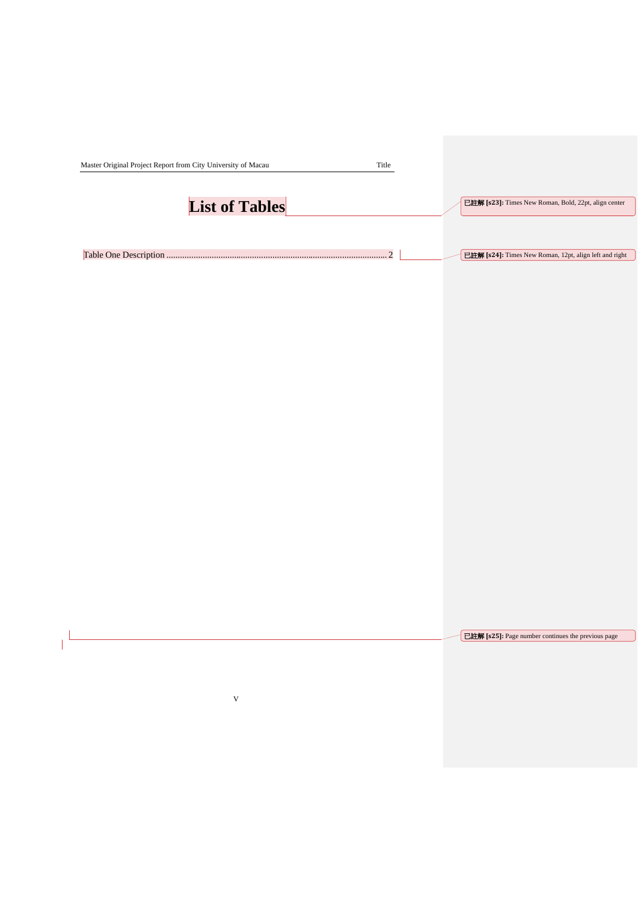# List of Tables

Table One Description ........................................................................................ 2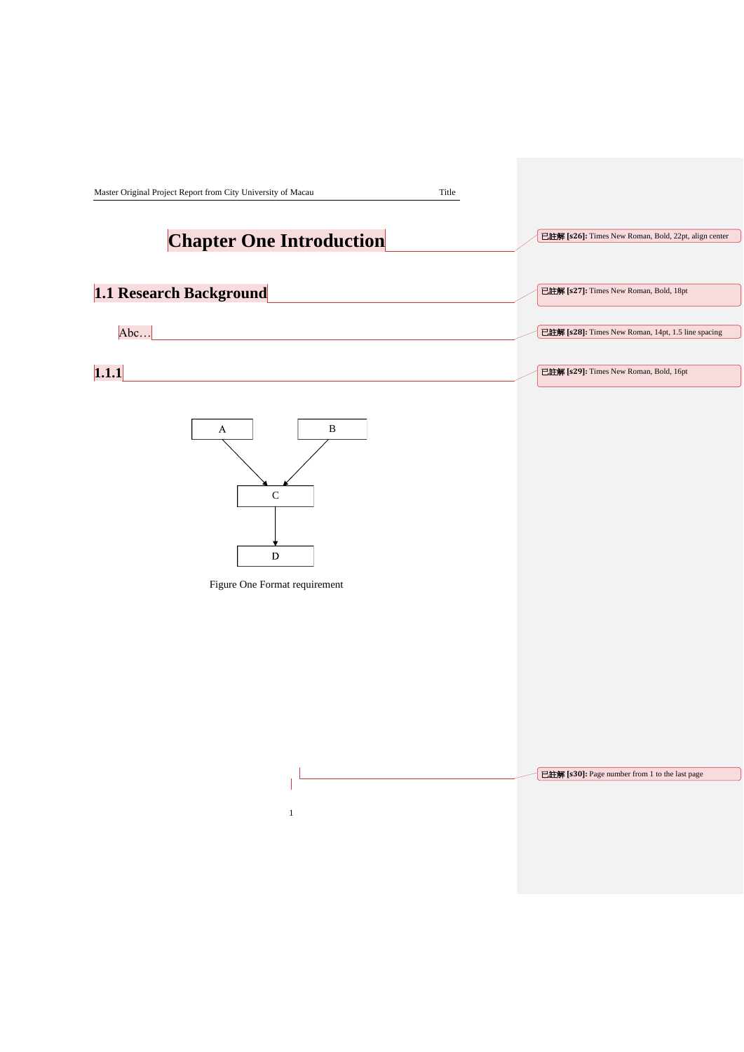# Chapter One Introduction

已註解 [s26]: Times New Roman, Bold, 22pt, align center

## 1.1 Research Background

已註解 [s27]: Times New Roman, Bold, 18pt

Abc…

已註解 [s28]: Times New Roman, 14pt, 1.5 line spacing

### 1.1.1

已註解 [s29]: Times New Roman, Bold, 16pt

A B

C

D

Figure One Format requirement

已註解 [s30]: Page number from 1 to the last page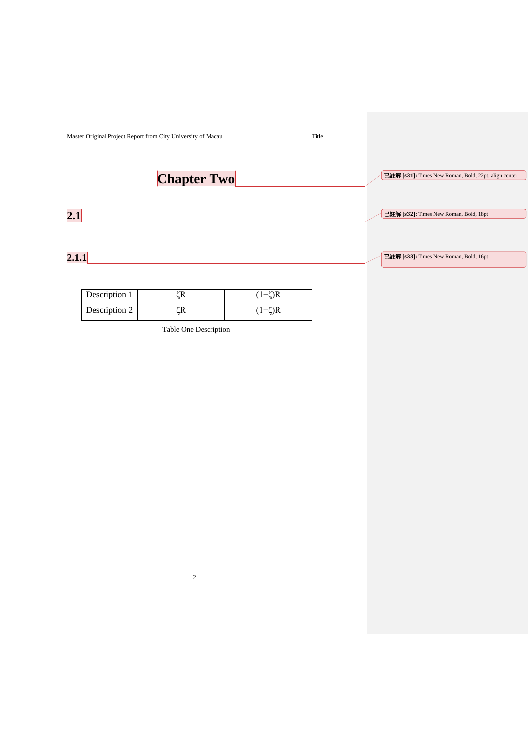# Chapter Two

## 2.1

### 2.1.1

| Description 1 | $\zeta R$ | $(1-\zeta)R$ |
|---|---|---|
| Description 2 | $\zeta R$ | $(1-\zeta)R$ |

Table One Description

已註解 [s31]: Times New Roman, Bold, 22pt, align center

已註解 [s32]: Times New Roman, Bold, 18pt

已註解 [s33]: Times New Roman, Bold, 16pt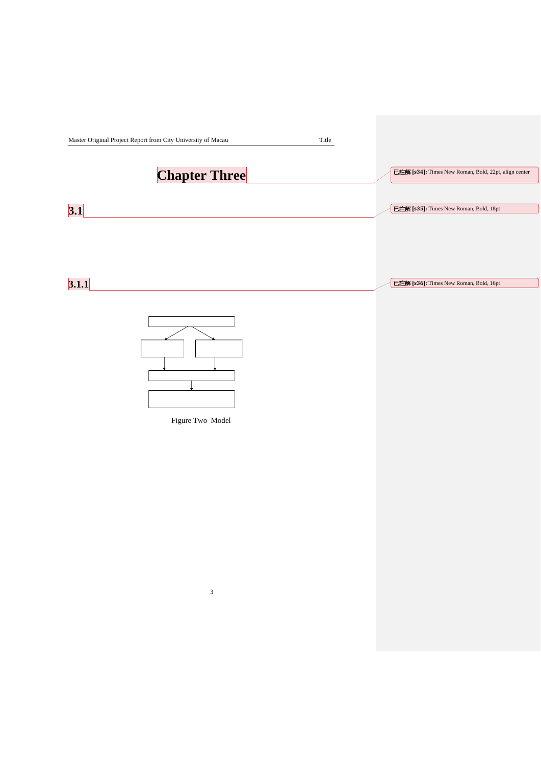# Chapter Three

## 3.1

### 3.1.1

Figure Two Model

已註解 [s34]: Times New Roman, Bold, 22pt, align center

已註解 [s35]: Times New Roman, Bold, 18pt

已註解 [s36]: Times New Roman, Bold, 16pt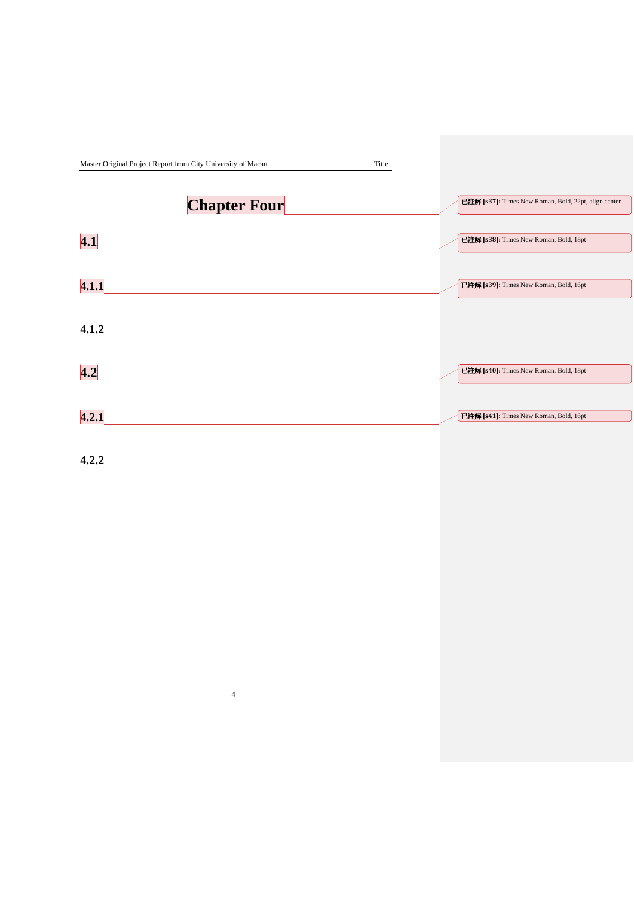# Chapter Four

## 4.1

### 4.1.1

### 4.1.2

## 4.2

### 4.2.1

### 4.2.2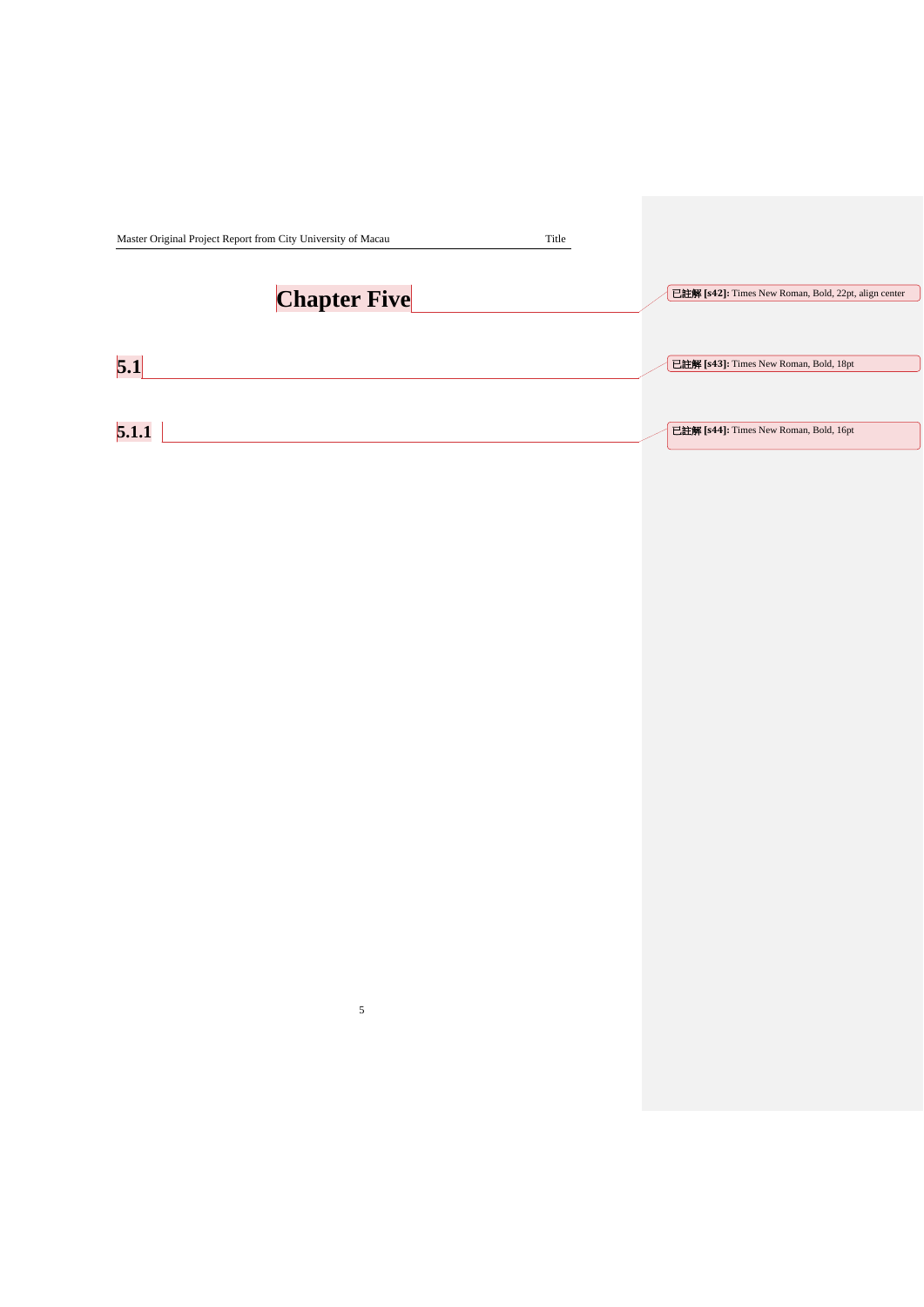# Chapter Five

## 5.1

### 5.1.1

已註解 [s42]: Times New Roman, Bold, 22pt, align center

已註解 [s43]: Times New Roman, Bold, 18pt

已註解 [s44]: Times New Roman, Bold, 16pt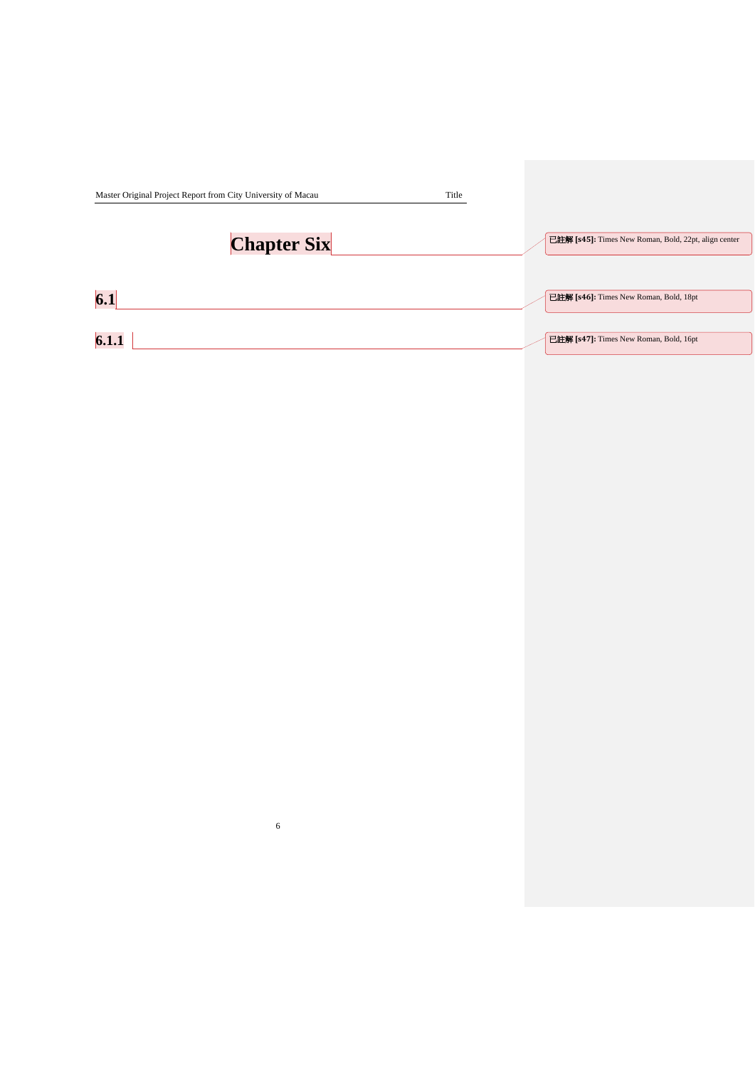# Chapter Six

## 6.1

### 6.1.1

已註解 [s45]: Times New Roman, Bold, 22pt, align center

已註解 [s46]: Times New Roman, Bold, 18pt

已註解 [s47]: Times New Roman, Bold, 16pt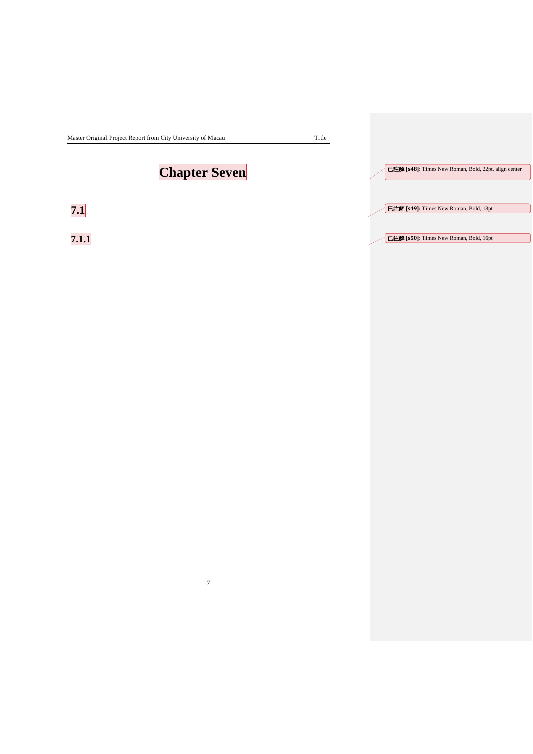# Chapter Seven

## 7.1

### 7.1.1

已註解 [s48]: Times New Roman, Bold, 22pt, align center

已註解 [s49]: Times New Roman, Bold, 18pt

已註解 [s50]: Times New Roman, Bold, 16pt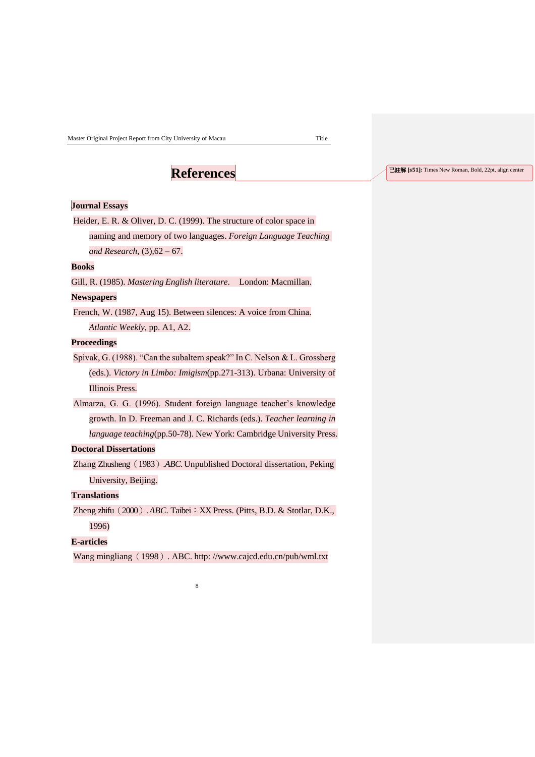# References

**Journal Essays**

Heider, E. R. & Oliver, D. C. (1999). The structure of color space in naming and memory of two languages. *Foreign Language Teaching and Research*, (3),62 – 67.

**Books**

Gill, R. (1985). *Mastering English literature*. London: Macmillan.

**Newspapers**

French, W. (1987, Aug 15). Between silences: A voice from China. *Atlantic Weekly*, pp. A1, A2.

**Proceedings**

Spivak, G. (1988). "Can the subaltern speak?" In C. Nelson & L. Grossberg (eds.). *Victory in Limbo: Imigism*(pp.271-313). Urbana: University of Illinois Press.

Almarza, G. G. (1996). Student foreign language teacher's knowledge growth. In D. Freeman and J. C. Richards (eds.). *Teacher learning in language teaching*(pp.50-78). New York: Cambridge University Press.

**Doctoral Dissertations**

Zhang Zhusheng（1983）.*ABC*. Unpublished Doctoral dissertation, Peking University, Beijing.

**Translations**

Zheng zhifu（2000）. *ABC*. Taibei：XX Press. (Pitts, B.D. & Stotlar, D.K., 1996)

**E-articles**

Wang mingliang（1998）. ABC. http: //www.cajcd.edu.cn/pub/wml.txt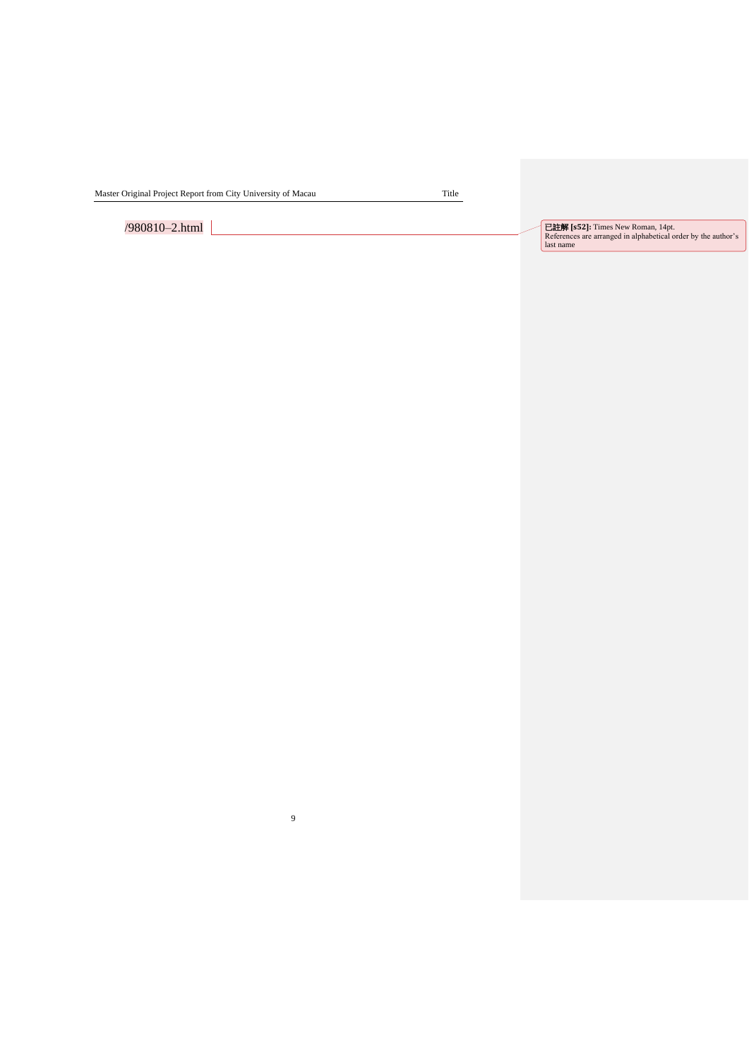/980810–2.html

已註解 [s52]: Times New Roman, 14pt.
References are arranged in alphabetical order by the author's last name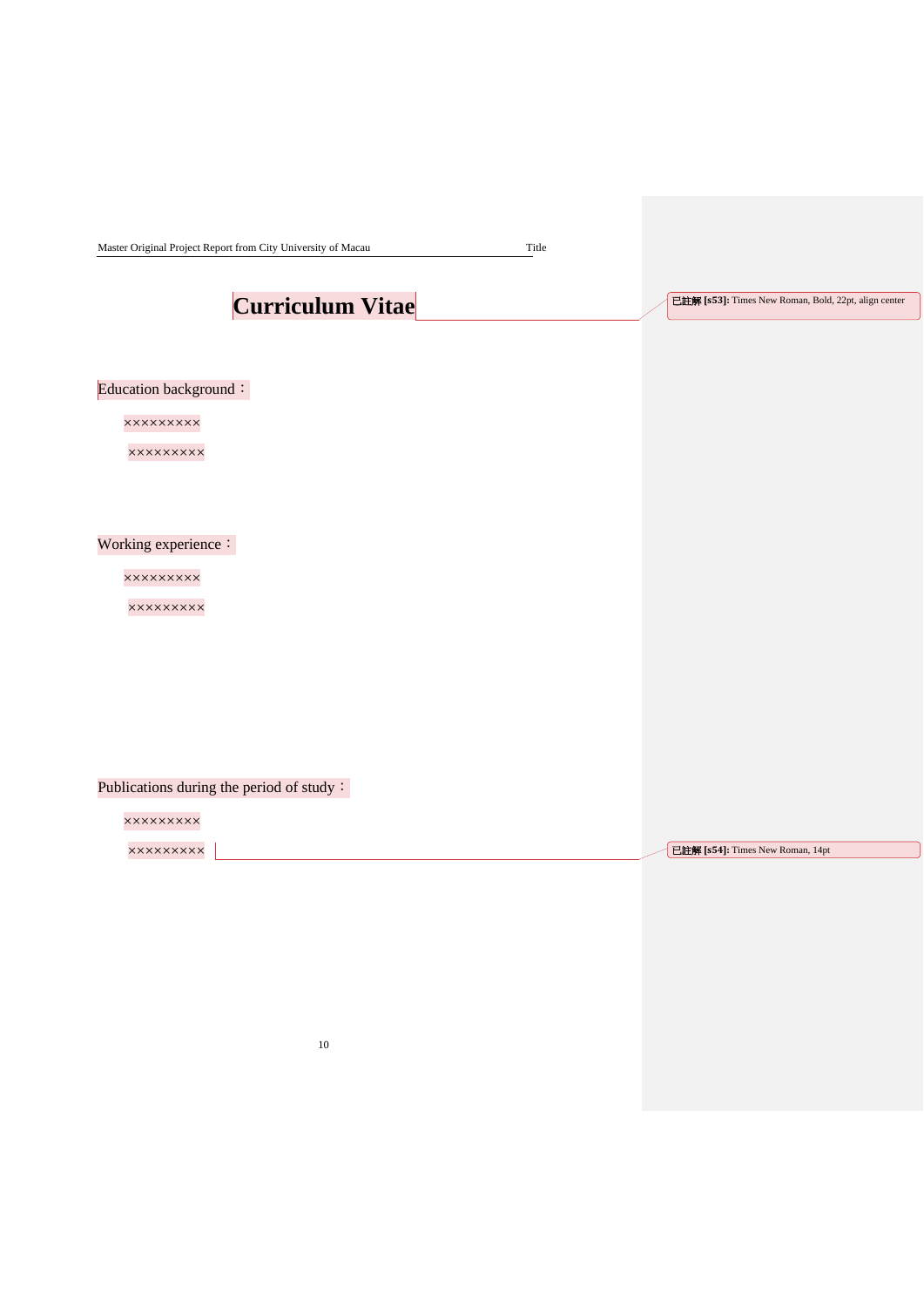# Curriculum Vitae

Education background：

××××××××

××××××××

Working experience：

××××××××

××××××××

Publications during the period of study：

××××××××

××××××××

已註解 [s53]: Times New Roman, Bold, 22pt, align center

已註解 [s54]: Times New Roman, 14pt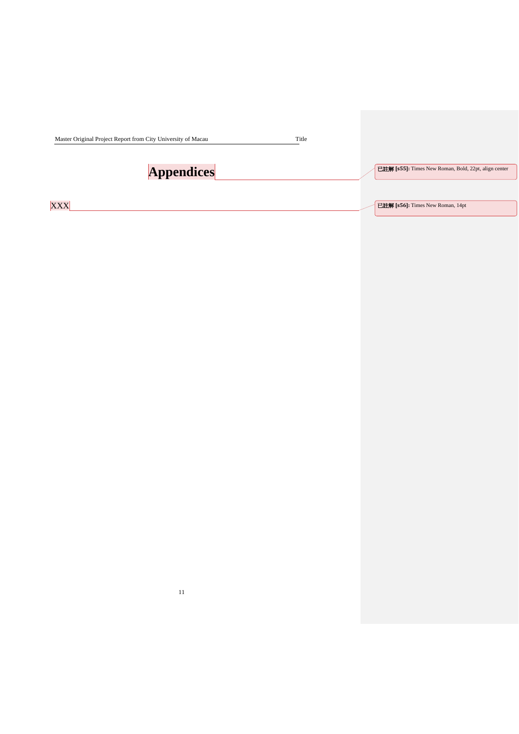# Appendices

XXX